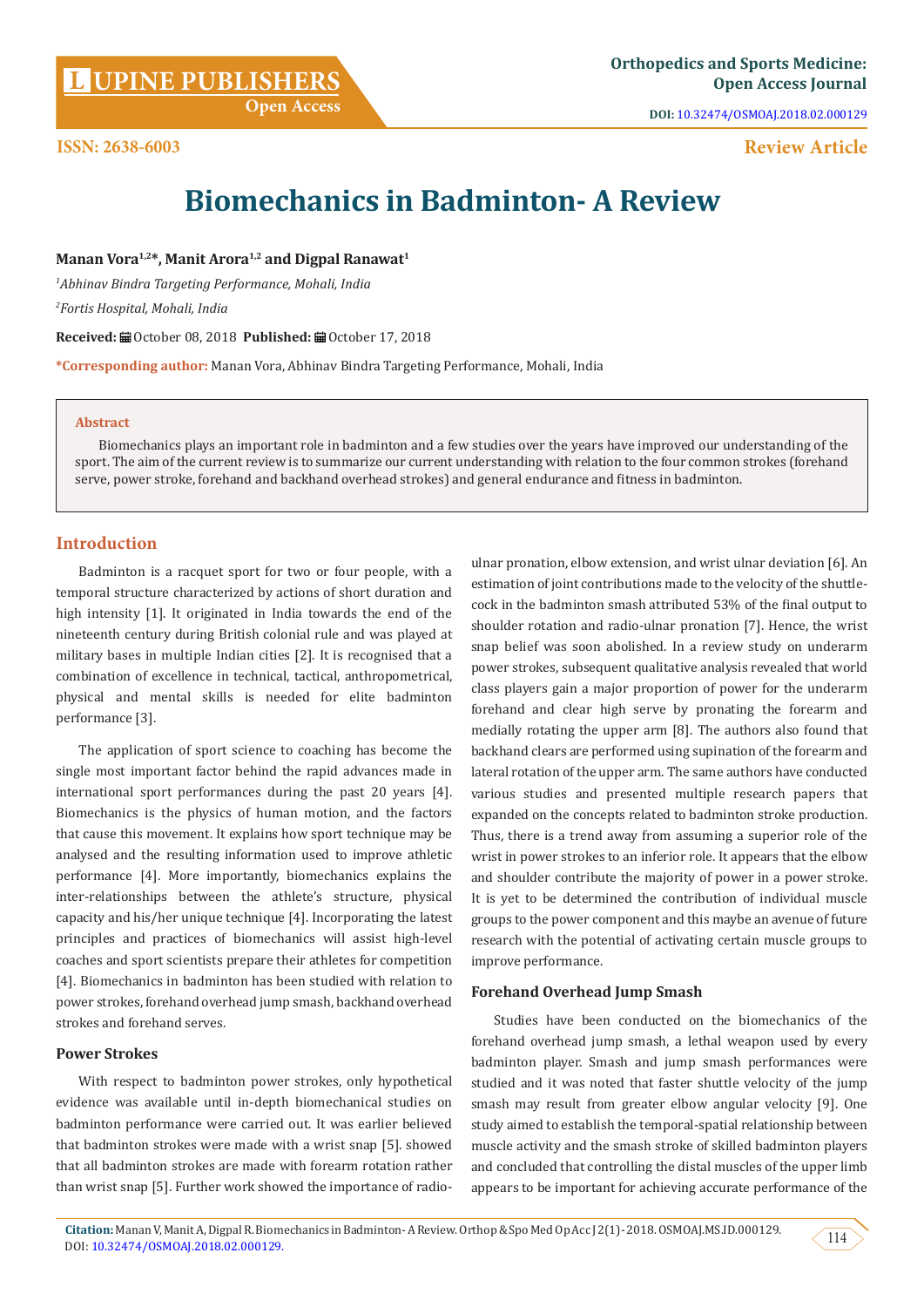# Biomechanics in Badminton- A Review

**Manan Vora[1,2]*, Manit Arora[1,2] and Digpal Ranawat[1]**

[1]*Abhinav Bindra Targeting Performance, Mohali, India*

[2]*Fortis Hospital, Mohali, India*

**Received:** October 08, 2018 **Published:** October 17, 2018

***Corresponding author:** Manan Vora, Abhinav Bindra Targeting Performance, Mohali, India

### Abstract

Biomechanics plays an important role in badminton and a few studies over the years have improved our understanding of the sport. The aim of the current review is to summarize our current understanding with relation to the four common strokes (forehand serve, power stroke, forehand and backhand overhead strokes) and general endurance and fitness in badminton.

## Introduction

Badminton is a racquet sport for two or four people, with a temporal structure characterized by actions of short duration and high intensity [1]. It originated in India towards the end of the nineteenth century during British colonial rule and was played at military bases in multiple Indian cities [2]. It is recognised that a combination of excellence in technical, tactical, anthropometrical, physical and mental skills is needed for elite badminton performance [3].

The application of sport science to coaching has become the single most important factor behind the rapid advances made in international sport performances during the past 20 years [4]. Biomechanics is the physics of human motion, and the factors that cause this movement. It explains how sport technique may be analysed and the resulting information used to improve athletic performance [4]. More importantly, biomechanics explains the inter-relationships between the athlete's structure, physical capacity and his/her unique technique [4]. Incorporating the latest principles and practices of biomechanics will assist high-level coaches and sport scientists prepare their athletes for competition [4]. Biomechanics in badminton has been studied with relation to power strokes, forehand overhead jump smash, backhand overhead strokes and forehand serves.

### Power Strokes

With respect to badminton power strokes, only hypothetical evidence was available until in-depth biomechanical studies on badminton performance were carried out. It was earlier believed that badminton strokes were made with a wrist snap [5]. showed that all badminton strokes are made with forearm rotation rather than wrist snap [5]. Further work showed the importance of radio-ulnar pronation, elbow extension, and wrist ulnar deviation [6]. An estimation of joint contributions made to the velocity of the shuttle-cock in the badminton smash attributed 53% of the final output to shoulder rotation and radio-ulnar pronation [7]. Hence, the wrist snap belief was soon abolished. In a review study on underarm power strokes, subsequent qualitative analysis revealed that world class players gain a major proportion of power for the underarm forehand and clear high serve by pronating the forearm and medially rotating the upper arm [8]. The authors also found that backhand clears are performed using supination of the forearm and lateral rotation of the upper arm. The same authors have conducted various studies and presented multiple research papers that expanded on the concepts related to badminton stroke production. Thus, there is a trend away from assuming a superior role of the wrist in power strokes to an inferior role. It appears that the elbow and shoulder contribute the majority of power in a power stroke. It is yet to be determined the contribution of individual muscle groups to the power component and this maybe an avenue of future research with the potential of activating certain muscle groups to improve performance.

### Forehand Overhead Jump Smash

Studies have been conducted on the biomechanics of the forehand overhead jump smash, a lethal weapon used by every badminton player. Smash and jump smash performances were studied and it was noted that faster shuttle velocity of the jump smash may result from greater elbow angular velocity [9]. One study aimed to establish the temporal-spatial relationship between muscle activity and the smash stroke of skilled badminton players and concluded that controlling the distal muscles of the upper limb appears to be important for achieving accurate performance of the

**Citation:** Manan V, Manit A, Digpal R. Biomechanics in Badminton- A Review. Orthop & Spo Med Op Acc J 2(1)- 2018. OSMOAJ.MS.ID.000129. DOI: 10.32474/OSMOAJ.2018.02.000129.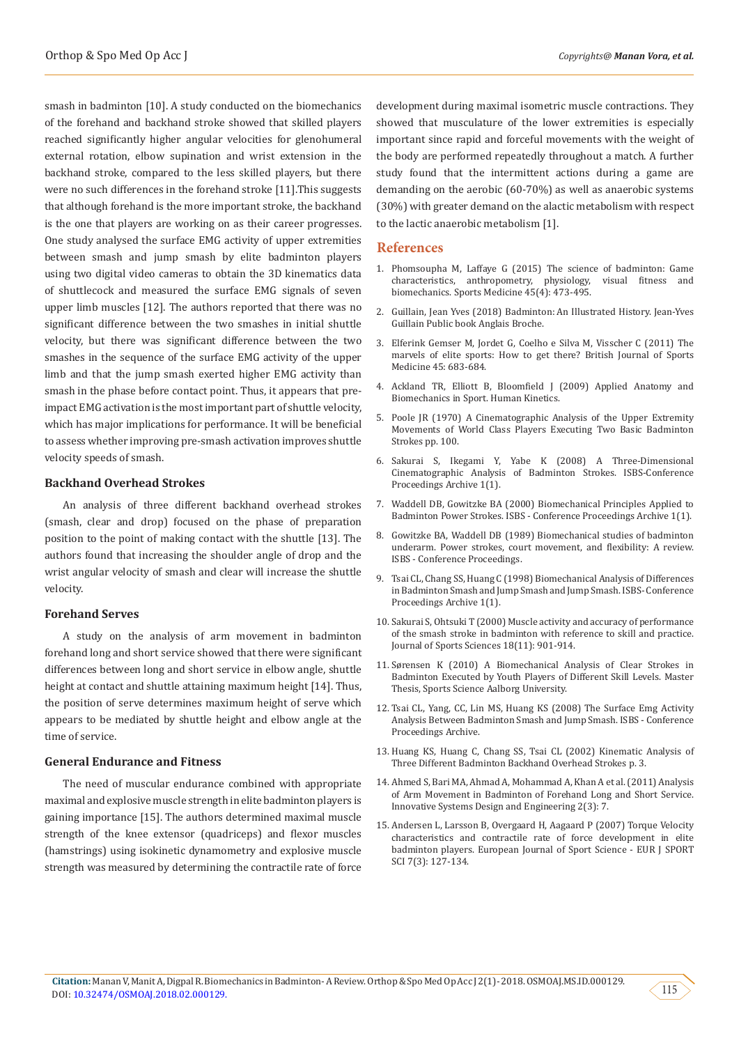smash in badminton [10]. A study conducted on the biomechanics of the forehand and backhand stroke showed that skilled players reached significantly higher angular velocities for glenohumeral external rotation, elbow supination and wrist extension in the backhand stroke, compared to the less skilled players, but there were no such differences in the forehand stroke [11].This suggests that although forehand is the more important stroke, the backhand is the one that players are working on as their career progresses. One study analysed the surface EMG activity of upper extremities between smash and jump smash by elite badminton players using two digital video cameras to obtain the 3D kinematics data of shuttlecock and measured the surface EMG signals of seven upper limb muscles [12]. The authors reported that there was no significant difference between the two smashes in initial shuttle velocity, but there was significant difference between the two smashes in the sequence of the surface EMG activity of the upper limb and that the jump smash exerted higher EMG activity than smash in the phase before contact point. Thus, it appears that pre-impact EMG activation is the most important part of shuttle velocity, which has major implications for performance. It will be beneficial to assess whether improving pre-smash activation improves shuttle velocity speeds of smash.

### Backhand Overhead Strokes

An analysis of three different backhand overhead strokes (smash, clear and drop) focused on the phase of preparation position to the point of making contact with the shuttle [13]. The authors found that increasing the shoulder angle of drop and the wrist angular velocity of smash and clear will increase the shuttle velocity.

### Forehand Serves

A study on the analysis of arm movement in badminton forehand long and short service showed that there were significant differences between long and short service in elbow angle, shuttle height at contact and shuttle attaining maximum height [14]. Thus, the position of serve determines maximum height of serve which appears to be mediated by shuttle height and elbow angle at the time of service.

### General Endurance and Fitness

The need of muscular endurance combined with appropriate maximal and explosive muscle strength in elite badminton players is gaining importance [15]. The authors determined maximal muscle strength of the knee extensor (quadriceps) and flexor muscles (hamstrings) using isokinetic dynamometry and explosive muscle strength was measured by determining the contractile rate of force development during maximal isometric muscle contractions. They showed that musculature of the lower extremities is especially important since rapid and forceful movements with the weight of the body are performed repeatedly throughout a match. A further study found that the intermittent actions during a game are demanding on the aerobic (60-70%) as well as anaerobic systems (30%) with greater demand on the alactic metabolism with respect to the lactic anaerobic metabolism [1].

## References

1. Phomsoupha M, Laffaye G (2015) The science of badminton: Game characteristics, anthropometry, physiology, visual fitness and biomechanics. Sports Medicine 45(4): 473-495.
2. Guillain, Jean Yves (2018) Badminton: An Illustrated History. Jean-Yves Guillain Public book Anglais Broche.
3. Elferink Gemser M, Jordet G, Coelho e Silva M, Visscher C (2011) The marvels of elite sports: How to get there? British Journal of Sports Medicine 45: 683-684.
4. Ackland TR, Elliott B, Bloomfield J (2009) Applied Anatomy and Biomechanics in Sport. Human Kinetics.
5. Poole JR (1970) A Cinematographic Analysis of the Upper Extremity Movements of World Class Players Executing Two Basic Badminton Strokes pp. 100.
6. Sakurai S, Ikegami Y, Yabe K (2008) A Three-Dimensional Cinematographic Analysis of Badminton Strokes. ISBS-Conference Proceedings Archive 1(1).
7. Waddell DB, Gowitzke BA (2000) Biomechanical Principles Applied to Badminton Power Strokes. ISBS - Conference Proceedings Archive 1(1).
8. Gowitzke BA, Waddell DB (1989) Biomechanical studies of badminton underarm. Power strokes, court movement, and flexibility: A review. ISBS - Conference Proceedings.
9. Tsai CL, Chang SS, Huang C (1998) Biomechanical Analysis of Differences in Badminton Smash and Jump Smash and Jump Smash. ISBS- Conference Proceedings Archive 1(1).
10. Sakurai S, Ohtsuki T (2000) Muscle activity and accuracy of performance of the smash stroke in badminton with reference to skill and practice. Journal of Sports Sciences 18(11): 901-914.
11. Sørensen K (2010) A Biomechanical Analysis of Clear Strokes in Badminton Executed by Youth Players of Different Skill Levels. Master Thesis, Sports Science Aalborg University.
12. Tsai CL, Yang, CC, Lin MS, Huang KS (2008) The Surface Emg Activity Analysis Between Badminton Smash and Jump Smash. ISBS - Conference Proceedings Archive.
13. Huang KS, Huang C, Chang SS, Tsai CL (2002) Kinematic Analysis of Three Different Badminton Backhand Overhead Strokes p. 3.
14. Ahmed S, Bari MA, Ahmad A, Mohammad A, Khan A et al. (2011) Analysis of Arm Movement in Badminton of Forehand Long and Short Service. Innovative Systems Design and Engineering 2(3): 7.
15. Andersen L, Larsson B, Overgaard H, Aagaard P (2007) Torque Velocity characteristics and contractile rate of force development in elite badminton players. European Journal of Sport Science - EUR J SPORT SCI 7(3): 127-134.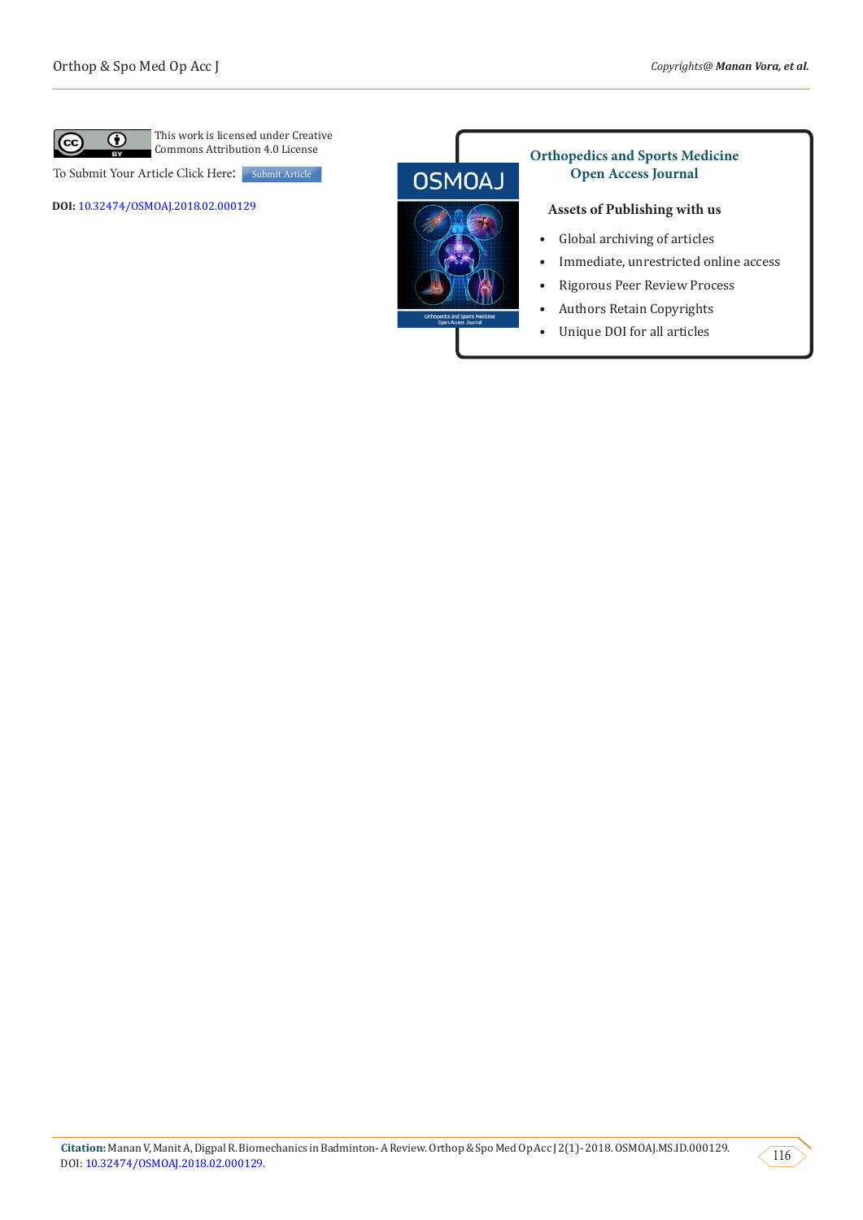This work is licensed under Creative Commons Attribution 4.0 License

To Submit Your Article Click Here: Submit Article

**DOI:** 10.32474/OSMOAJ.2018.02.000129

OSMOAJ

## Orthopedics and Sports Medicine Open Access Journal

### Assets of Publishing with us

- Global archiving of articles
- Immediate, unrestricted online access
- Rigorous Peer Review Process
- Authors Retain Copyrights
- Unique DOI for all articles

**Citation:** Manan V, Manit A, Digpal R. Biomechanics in Badminton- A Review. Orthop & Spo Med Op Acc J 2(1)-2018. OSMOAJ.MS.ID.000129. DOI: 10.32474/OSMOAJ.2018.02.000129.